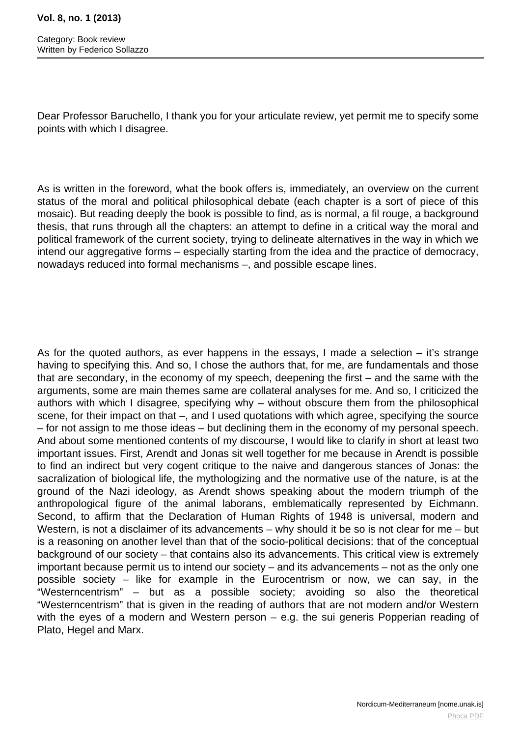Dear Professor Baruchello, I thank you for your articulate review, yet permit me to specify some points with which I disagree.

As is written in the foreword, what the book offers is, immediately, an overview on the current status of the moral and political philosophical debate (each chapter is a sort of piece of this mosaic). But reading deeply the book is possible to find, as is normal, a fil rouge, a background thesis, that runs through all the chapters: an attempt to define in a critical way the moral and political framework of the current society, trying to delineate alternatives in the way in which we intend our aggregative forms – especially starting from the idea and the practice of democracy, nowadays reduced into formal mechanisms –, and possible escape lines.

As for the quoted authors, as ever happens in the essays, I made a selection – it's strange having to specifying this. And so, I chose the authors that, for me, are fundamentals and those that are secondary, in the economy of my speech, deepening the first – and the same with the arguments, some are main themes same are collateral analyses for me. And so, I criticized the authors with which I disagree, specifying why – without obscure them from the philosophical scene, for their impact on that –, and I used quotations with which agree, specifying the source – for not assign to me those ideas – but declining them in the economy of my personal speech. And about some mentioned contents of my discourse, I would like to clarify in short at least two important issues. First, Arendt and Jonas sit well together for me because in Arendt is possible to find an indirect but very cogent critique to the naive and dangerous stances of Jonas: the sacralization of biological life, the mythologizing and the normative use of the nature, is at the ground of the Nazi ideology, as Arendt shows speaking about the modern triumph of the anthropological figure of the animal laborans, emblematically represented by Eichmann. Second, to affirm that the Declaration of Human Rights of 1948 is universal, modern and Western, is not a disclaimer of its advancements – why should it be so is not clear for me – but is a reasoning on another level than that of the socio-political decisions: that of the conceptual background of our society – that contains also its advancements. This critical view is extremely important because permit us to intend our society – and its advancements – not as the only one possible society – like for example in the Eurocentrism or now, we can say, in the "Westerncentrism" – but as a possible society; avoiding so also the theoretical "Westerncentrism" that is given in the reading of authors that are not modern and/or Western with the eyes of a modern and Western person – e.g. the sui generis Popperian reading of Plato, Hegel and Marx.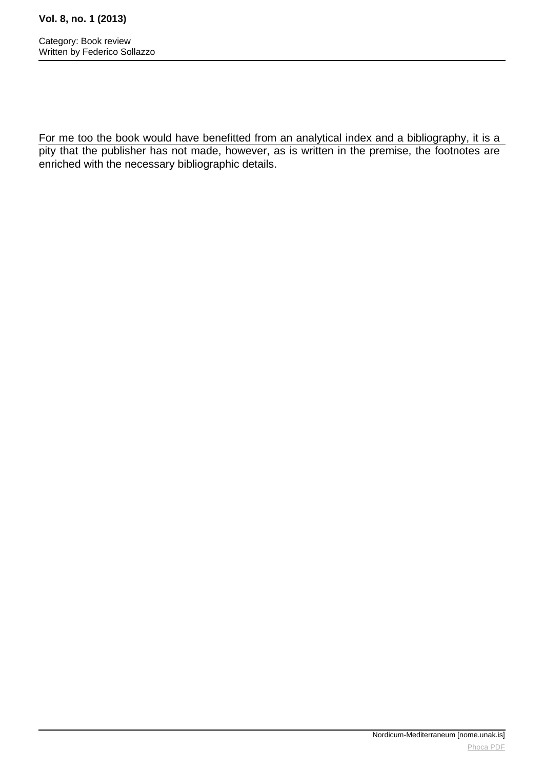For me too the book would have benefitted from an analytical index and a bibliography, it is a pity that the publisher has not made, however, as is written in the premise, the footnotes are enriched with the necessary bibliographic details.